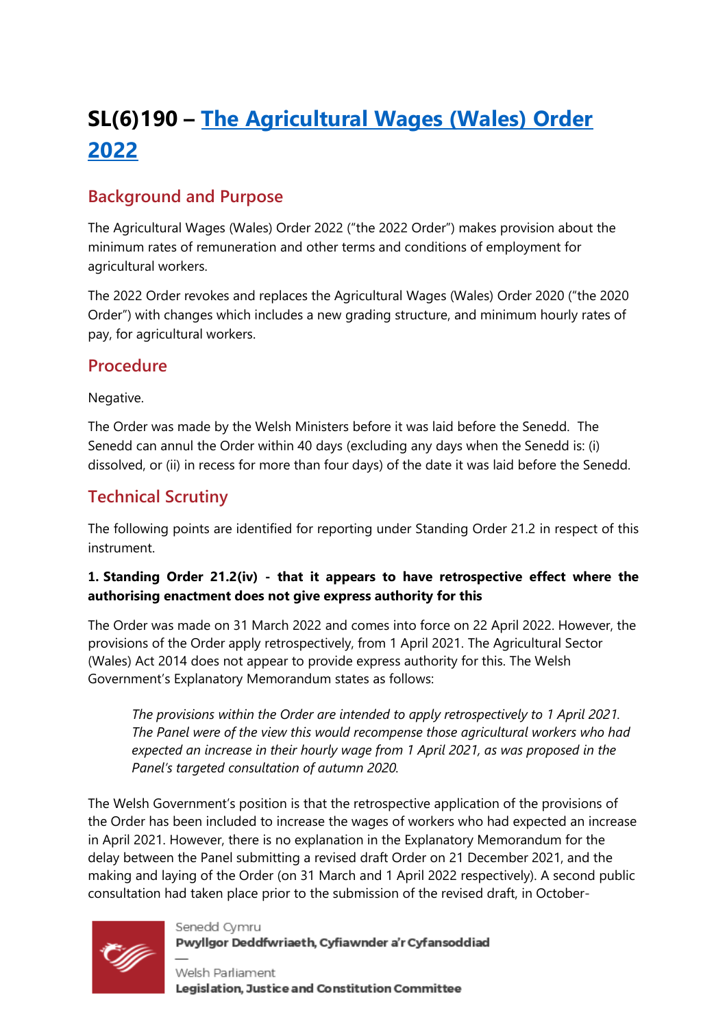# SL(6)190 – [The Agricultural Wages (Wales) Order 2022]

## Background and Purpose

The Agricultural Wages (Wales) Order 2022 ("the 2022 Order") makes provision about the minimum rates of remuneration and other terms and conditions of employment for agricultural workers.

The 2022 Order revokes and replaces the Agricultural Wages (Wales) Order 2020 ("the 2020 Order") with changes which includes a new grading structure, and minimum hourly rates of pay, for agricultural workers.

## Procedure

Negative.

The Order was made by the Welsh Ministers before it was laid before the Senedd. The Senedd can annul the Order within 40 days (excluding any days when the Senedd is: (i) dissolved, or (ii) in recess for more than four days) of the date it was laid before the Senedd.

## Technical Scrutiny

The following points are identified for reporting under Standing Order 21.2 in respect of this instrument.

**1. Standing Order 21.2(iv) - that it appears to have retrospective effect where the authorising enactment does not give express authority for this**

The Order was made on 31 March 2022 and comes into force on 22 April 2022. However, the provisions of the Order apply retrospectively, from 1 April 2021. The Agricultural Sector (Wales) Act 2014 does not appear to provide express authority for this. The Welsh Government's Explanatory Memorandum states as follows:

> *The provisions within the Order are intended to apply retrospectively to 1 April 2021. The Panel were of the view this would recompense those agricultural workers who had expected an increase in their hourly wage from 1 April 2021, as was proposed in the Panel's targeted consultation of autumn 2020.*

The Welsh Government's position is that the retrospective application of the provisions of the Order has been included to increase the wages of workers who had expected an increase in April 2021. However, there is no explanation in the Explanatory Memorandum for the delay between the Panel submitting a revised draft Order on 21 December 2021, and the making and laying of the Order (on 31 March and 1 April 2022 respectively). A second public consultation had taken place prior to the submission of the revised draft, in October-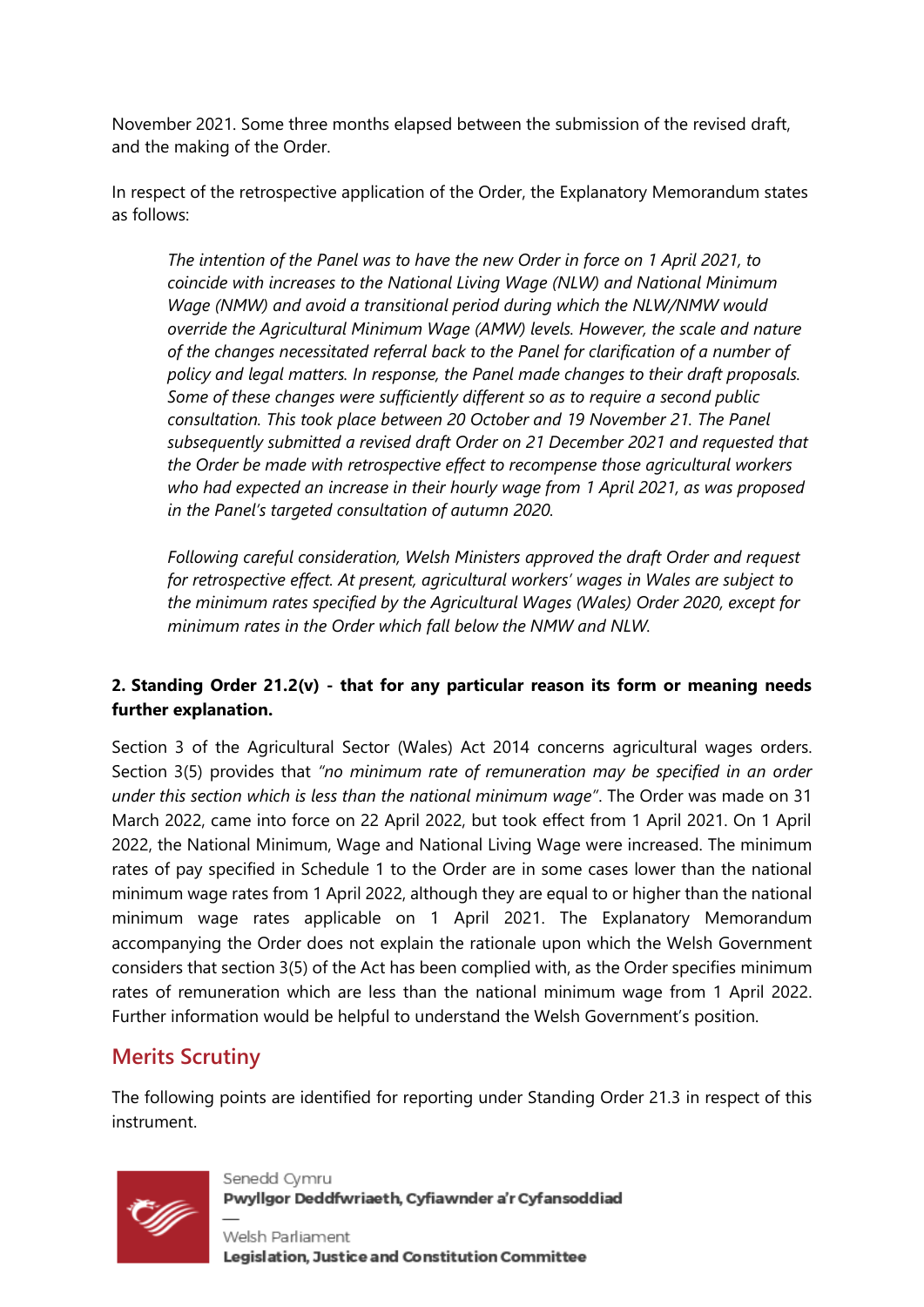November 2021. Some three months elapsed between the submission of the revised draft, and the making of the Order.

In respect of the retrospective application of the Order, the Explanatory Memorandum states as follows:

> *The intention of the Panel was to have the new Order in force on 1 April 2021, to coincide with increases to the National Living Wage (NLW) and National Minimum Wage (NMW) and avoid a transitional period during which the NLW/NMW would override the Agricultural Minimum Wage (AMW) levels. However, the scale and nature of the changes necessitated referral back to the Panel for clarification of a number of policy and legal matters. In response, the Panel made changes to their draft proposals. Some of these changes were sufficiently different so as to require a second public consultation. This took place between 20 October and 19 November 21. The Panel subsequently submitted a revised draft Order on 21 December 2021 and requested that the Order be made with retrospective effect to recompense those agricultural workers who had expected an increase in their hourly wage from 1 April 2021, as was proposed in the Panel's targeted consultation of autumn 2020.*
>
> *Following careful consideration, Welsh Ministers approved the draft Order and request for retrospective effect. At present, agricultural workers' wages in Wales are subject to the minimum rates specified by the Agricultural Wages (Wales) Order 2020, except for minimum rates in the Order which fall below the NMW and NLW.*

**2. Standing Order 21.2(v) - that for any particular reason its form or meaning needs further explanation.**

Section 3 of the Agricultural Sector (Wales) Act 2014 concerns agricultural wages orders. Section 3(5) provides that *"no minimum rate of remuneration may be specified in an order under this section which is less than the national minimum wage"*. The Order was made on 31 March 2022, came into force on 22 April 2022, but took effect from 1 April 2021. On 1 April 2022, the National Minimum, Wage and National Living Wage were increased. The minimum rates of pay specified in Schedule 1 to the Order are in some cases lower than the national minimum wage rates from 1 April 2022, although they are equal to or higher than the national minimum wage rates applicable on 1 April 2021. The Explanatory Memorandum accompanying the Order does not explain the rationale upon which the Welsh Government considers that section 3(5) of the Act has been complied with, as the Order specifies minimum rates of remuneration which are less than the national minimum wage from 1 April 2022. Further information would be helpful to understand the Welsh Government's position.

## Merits Scrutiny

The following points are identified for reporting under Standing Order 21.3 in respect of this instrument.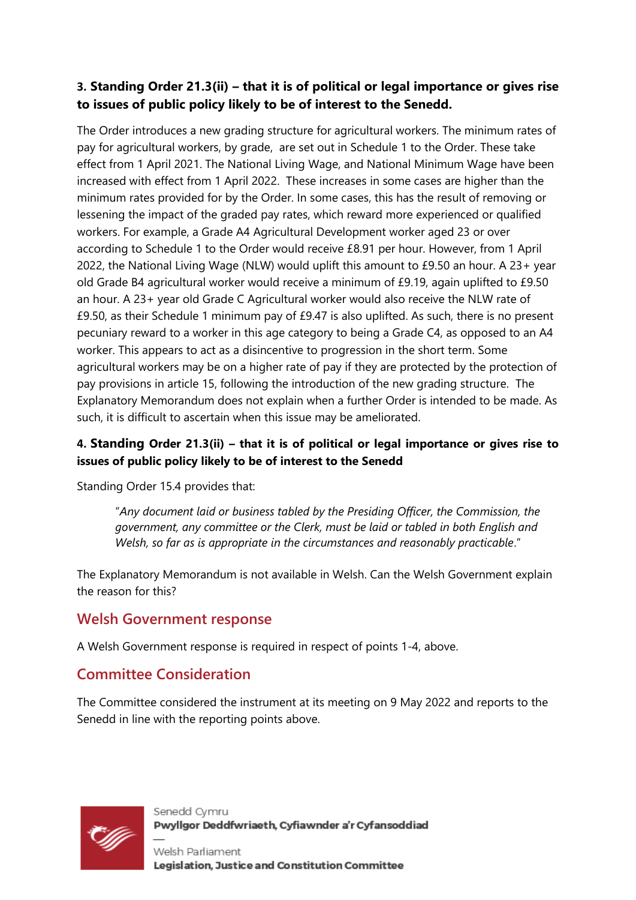**3. Standing Order 21.3(ii) – that it is of political or legal importance or gives rise to issues of public policy likely to be of interest to the Senedd.**

The Order introduces a new grading structure for agricultural workers. The minimum rates of pay for agricultural workers, by grade, are set out in Schedule 1 to the Order. These take effect from 1 April 2021. The National Living Wage, and National Minimum Wage have been increased with effect from 1 April 2022. These increases in some cases are higher than the minimum rates provided for by the Order. In some cases, this has the result of removing or lessening the impact of the graded pay rates, which reward more experienced or qualified workers. For example, a Grade A4 Agricultural Development worker aged 23 or over according to Schedule 1 to the Order would receive £8.91 per hour. However, from 1 April 2022, the National Living Wage (NLW) would uplift this amount to £9.50 an hour. A 23+ year old Grade B4 agricultural worker would receive a minimum of £9.19, again uplifted to £9.50 an hour. A 23+ year old Grade C Agricultural worker would also receive the NLW rate of £9.50, as their Schedule 1 minimum pay of £9.47 is also uplifted. As such, there is no present pecuniary reward to a worker in this age category to being a Grade C4, as opposed to an A4 worker. This appears to act as a disincentive to progression in the short term. Some agricultural workers may be on a higher rate of pay if they are protected by the protection of pay provisions in article 15, following the introduction of the new grading structure. The Explanatory Memorandum does not explain when a further Order is intended to be made. As such, it is difficult to ascertain when this issue may be ameliorated.

**4. Standing Order 21.3(ii) – that it is of political or legal importance or gives rise to issues of public policy likely to be of interest to the Senedd**

Standing Order 15.4 provides that:

> "*Any document laid or business tabled by the Presiding Officer, the Commission, the government, any committee or the Clerk, must be laid or tabled in both English and Welsh, so far as is appropriate in the circumstances and reasonably practicable.*"

The Explanatory Memorandum is not available in Welsh. Can the Welsh Government explain the reason for this?

## Welsh Government response

A Welsh Government response is required in respect of points 1-4, above.

## Committee Consideration

The Committee considered the instrument at its meeting on 9 May 2022 and reports to the Senedd in line with the reporting points above.

Senedd Cymru
**Pwyllgor Deddfwriaeth, Cyfiawnder a'r Cyfansoddiad**

Welsh Parliament
**Legislation, Justice and Constitution Committee**